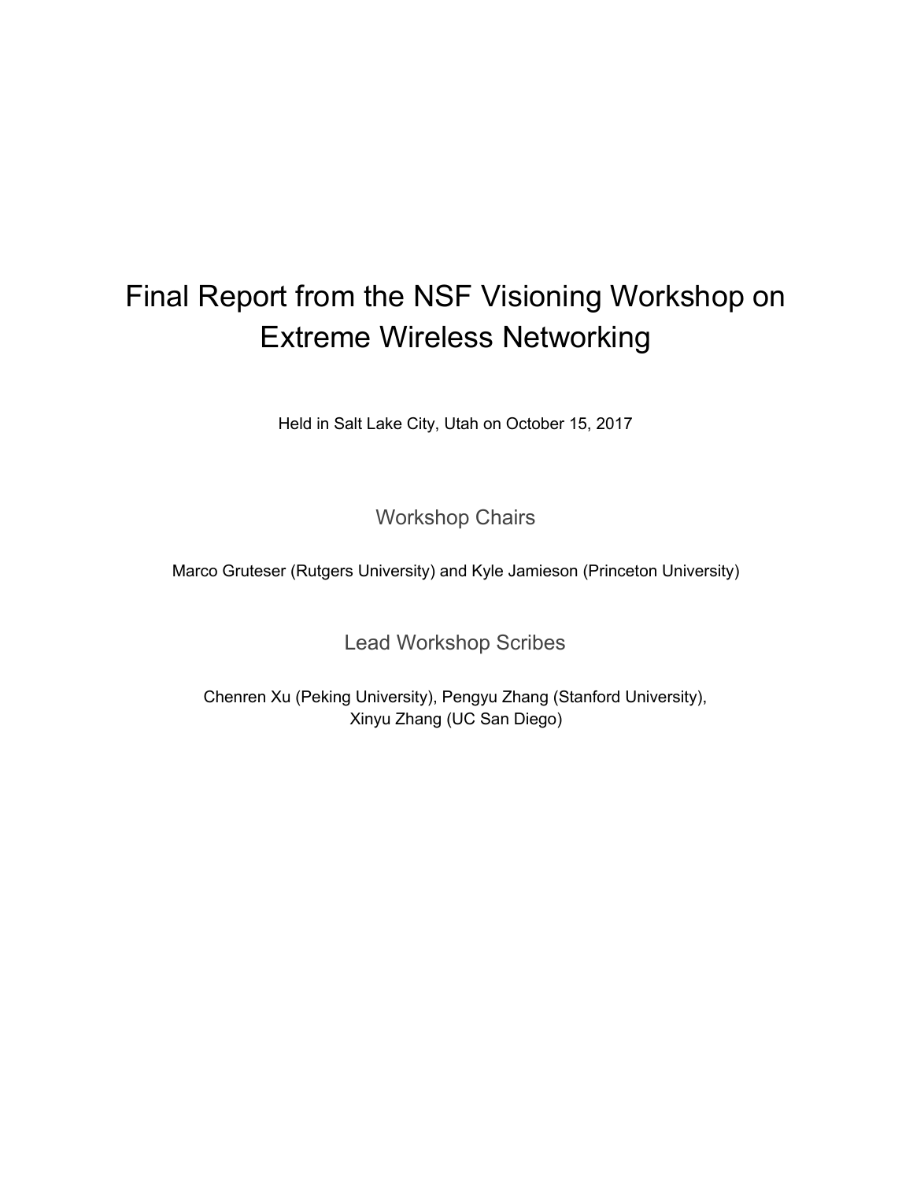# Final Report from the NSF Visioning Workshop on Extreme Wireless Networking

Held in Salt Lake City, Utah on October 15, 2017

## Workshop Chairs

Marco Gruteser (Rutgers University) and Kyle Jamieson (Princeton University)

## Lead Workshop Scribes

Chenren Xu (Peking University), Pengyu Zhang (Stanford University), Xinyu Zhang (UC San Diego)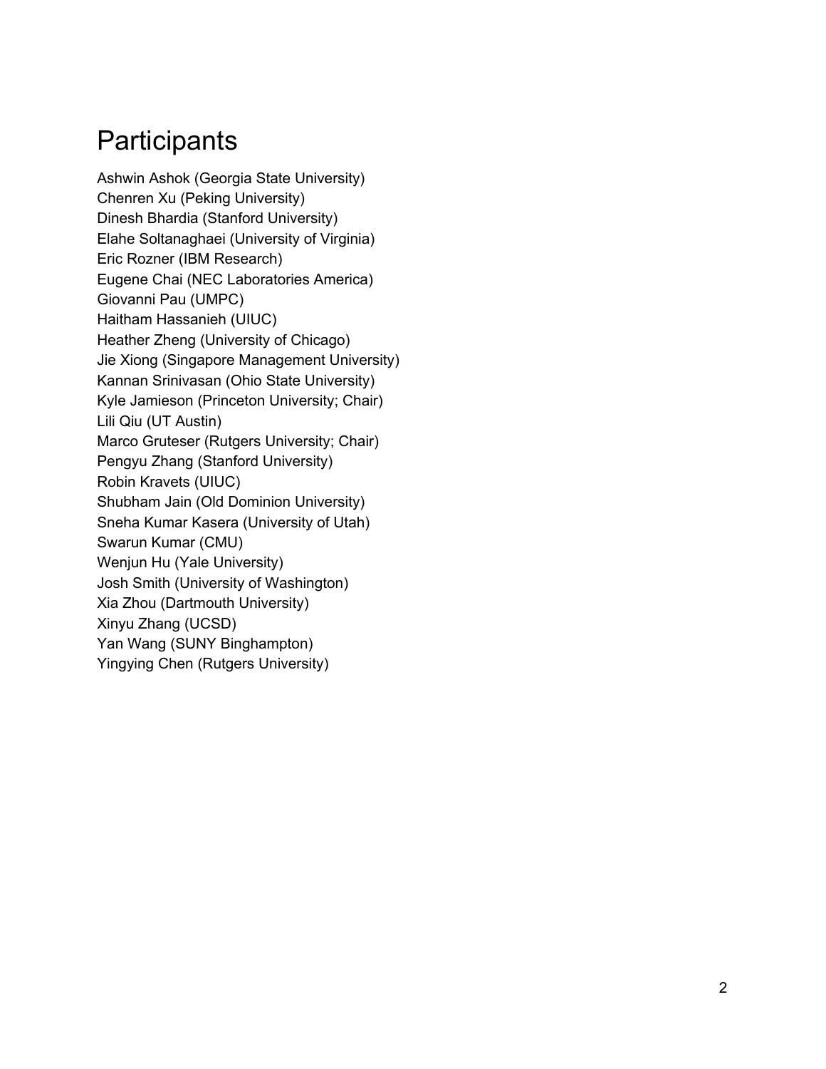# Participants

Ashwin Ashok (Georgia State University)
Chenren Xu (Peking University)
Dinesh Bhardia (Stanford University)
Elahe Soltanaghaei (University of Virginia)
Eric Rozner (IBM Research)
Eugene Chai (NEC Laboratories America)
Giovanni Pau (UMPC)
Haitham Hassanieh (UIUC)
Heather Zheng (University of Chicago)
Jie Xiong (Singapore Management University)
Kannan Srinivasan (Ohio State University)
Kyle Jamieson (Princeton University; Chair)
Lili Qiu (UT Austin)
Marco Gruteser (Rutgers University; Chair)
Pengyu Zhang (Stanford University)
Robin Kravets (UIUC)
Shubham Jain (Old Dominion University)
Sneha Kumar Kasera (University of Utah)
Swarun Kumar (CMU)
Wenjun Hu (Yale University)
Josh Smith (University of Washington)
Xia Zhou (Dartmouth University)
Xinyu Zhang (UCSD)
Yan Wang (SUNY Binghampton)
Yingying Chen (Rutgers University)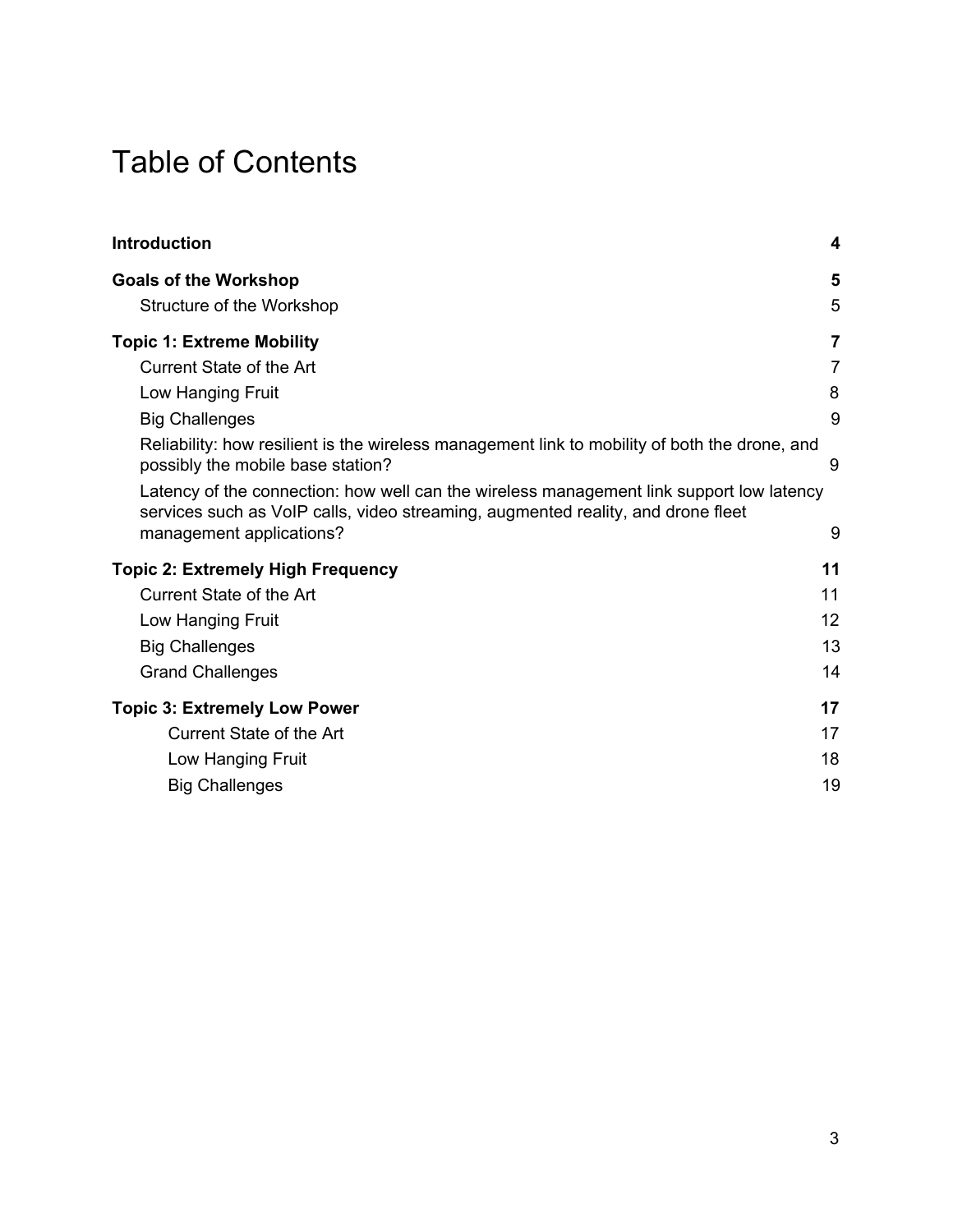# Table of Contents

| | |
|---|---|
| **Introduction** | **4** |
| **Goals of the Workshop** | **5** |
| Structure of the Workshop | 5 |
| **Topic 1: Extreme Mobility** | **7** |
| Current State of the Art | 7 |
| Low Hanging Fruit | 8 |
| Big Challenges | 9 |
| Reliability: how resilient is the wireless management link to mobility of both the drone, and possibly the mobile base station? | 9 |
| Latency of the connection: how well can the wireless management link support low latency services such as VoIP calls, video streaming, augmented reality, and drone fleet management applications? | 9 |
| **Topic 2: Extremely High Frequency** | **11** |
| Current State of the Art | 11 |
| Low Hanging Fruit | 12 |
| Big Challenges | 13 |
| Grand Challenges | 14 |
| **Topic 3: Extremely Low Power** | **17** |
| Current State of the Art | 17 |
| Low Hanging Fruit | 18 |
| Big Challenges | 19 |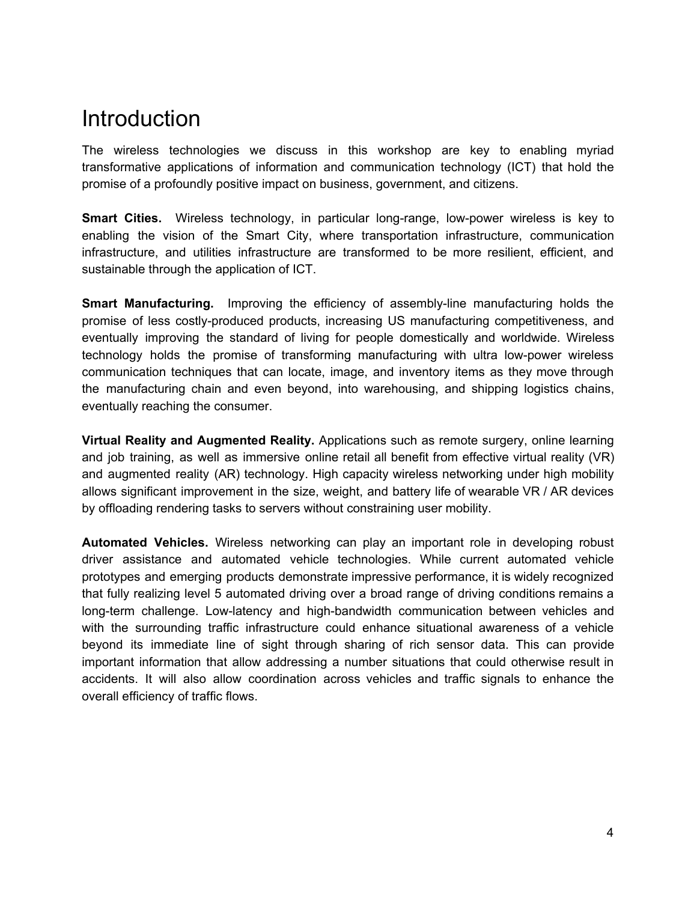# Introduction

The wireless technologies we discuss in this workshop are key to enabling myriad transformative applications of information and communication technology (ICT) that hold the promise of a profoundly positive impact on business, government, and citizens.

**Smart Cities.** Wireless technology, in particular long-range, low-power wireless is key to enabling the vision of the Smart City, where transportation infrastructure, communication infrastructure, and utilities infrastructure are transformed to be more resilient, efficient, and sustainable through the application of ICT.

**Smart Manufacturing.** Improving the efficiency of assembly-line manufacturing holds the promise of less costly-produced products, increasing US manufacturing competitiveness, and eventually improving the standard of living for people domestically and worldwide. Wireless technology holds the promise of transforming manufacturing with ultra low-power wireless communication techniques that can locate, image, and inventory items as they move through the manufacturing chain and even beyond, into warehousing, and shipping logistics chains, eventually reaching the consumer.

**Virtual Reality and Augmented Reality.** Applications such as remote surgery, online learning and job training, as well as immersive online retail all benefit from effective virtual reality (VR) and augmented reality (AR) technology. High capacity wireless networking under high mobility allows significant improvement in the size, weight, and battery life of wearable VR / AR devices by offloading rendering tasks to servers without constraining user mobility.

**Automated Vehicles.** Wireless networking can play an important role in developing robust driver assistance and automated vehicle technologies. While current automated vehicle prototypes and emerging products demonstrate impressive performance, it is widely recognized that fully realizing level 5 automated driving over a broad range of driving conditions remains a long-term challenge. Low-latency and high-bandwidth communication between vehicles and with the surrounding traffic infrastructure could enhance situational awareness of a vehicle beyond its immediate line of sight through sharing of rich sensor data. This can provide important information that allow addressing a number situations that could otherwise result in accidents. It will also allow coordination across vehicles and traffic signals to enhance the overall efficiency of traffic flows.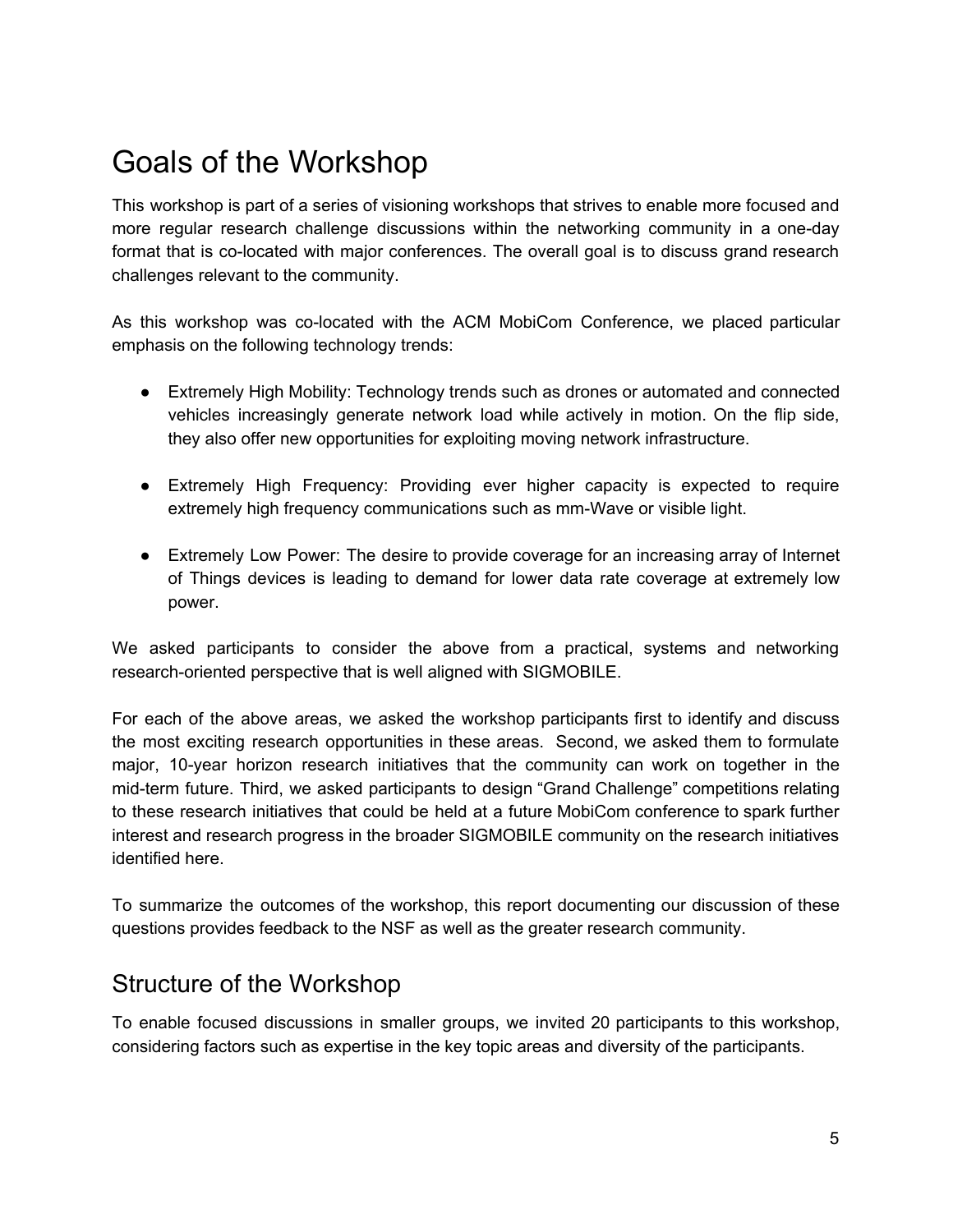# Goals of the Workshop

This workshop is part of a series of visioning workshops that strives to enable more focused and more regular research challenge discussions within the networking community in a one-day format that is co-located with major conferences. The overall goal is to discuss grand research challenges relevant to the community.

As this workshop was co-located with the ACM MobiCom Conference, we placed particular emphasis on the following technology trends:

- Extremely High Mobility: Technology trends such as drones or automated and connected vehicles increasingly generate network load while actively in motion. On the flip side, they also offer new opportunities for exploiting moving network infrastructure.

- Extremely High Frequency: Providing ever higher capacity is expected to require extremely high frequency communications such as mm-Wave or visible light.

- Extremely Low Power: The desire to provide coverage for an increasing array of Internet of Things devices is leading to demand for lower data rate coverage at extremely low power.

We asked participants to consider the above from a practical, systems and networking research-oriented perspective that is well aligned with SIGMOBILE.

For each of the above areas, we asked the workshop participants first to identify and discuss the most exciting research opportunities in these areas. Second, we asked them to formulate major, 10-year horizon research initiatives that the community can work on together in the mid-term future. Third, we asked participants to design "Grand Challenge" competitions relating to these research initiatives that could be held at a future MobiCom conference to spark further interest and research progress in the broader SIGMOBILE community on the research initiatives identified here.

To summarize the outcomes of the workshop, this report documenting our discussion of these questions provides feedback to the NSF as well as the greater research community.

## Structure of the Workshop

To enable focused discussions in smaller groups, we invited 20 participants to this workshop, considering factors such as expertise in the key topic areas and diversity of the participants.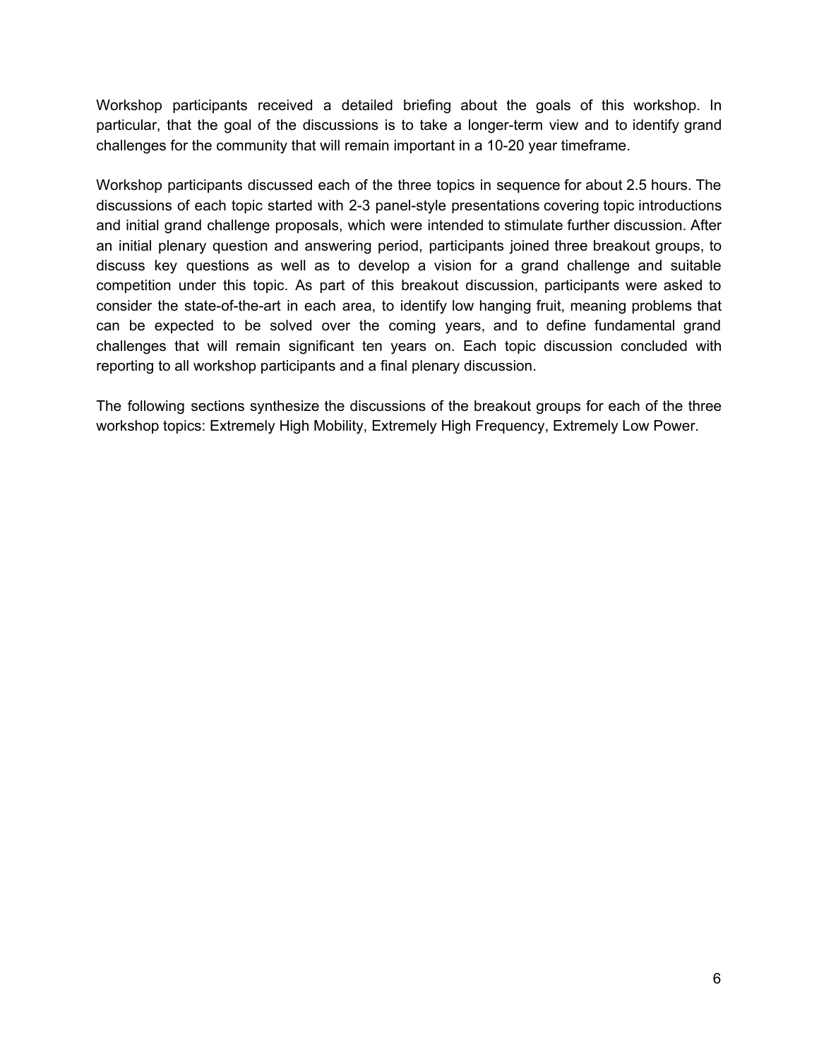Workshop participants received a detailed briefing about the goals of this workshop. In particular, that the goal of the discussions is to take a longer-term view and to identify grand challenges for the community that will remain important in a 10-20 year timeframe.

Workshop participants discussed each of the three topics in sequence for about 2.5 hours. The discussions of each topic started with 2-3 panel-style presentations covering topic introductions and initial grand challenge proposals, which were intended to stimulate further discussion. After an initial plenary question and answering period, participants joined three breakout groups, to discuss key questions as well as to develop a vision for a grand challenge and suitable competition under this topic. As part of this breakout discussion, participants were asked to consider the state-of-the-art in each area, to identify low hanging fruit, meaning problems that can be expected to be solved over the coming years, and to define fundamental grand challenges that will remain significant ten years on. Each topic discussion concluded with reporting to all workshop participants and a final plenary discussion.

The following sections synthesize the discussions of the breakout groups for each of the three workshop topics: Extremely High Mobility, Extremely High Frequency, Extremely Low Power.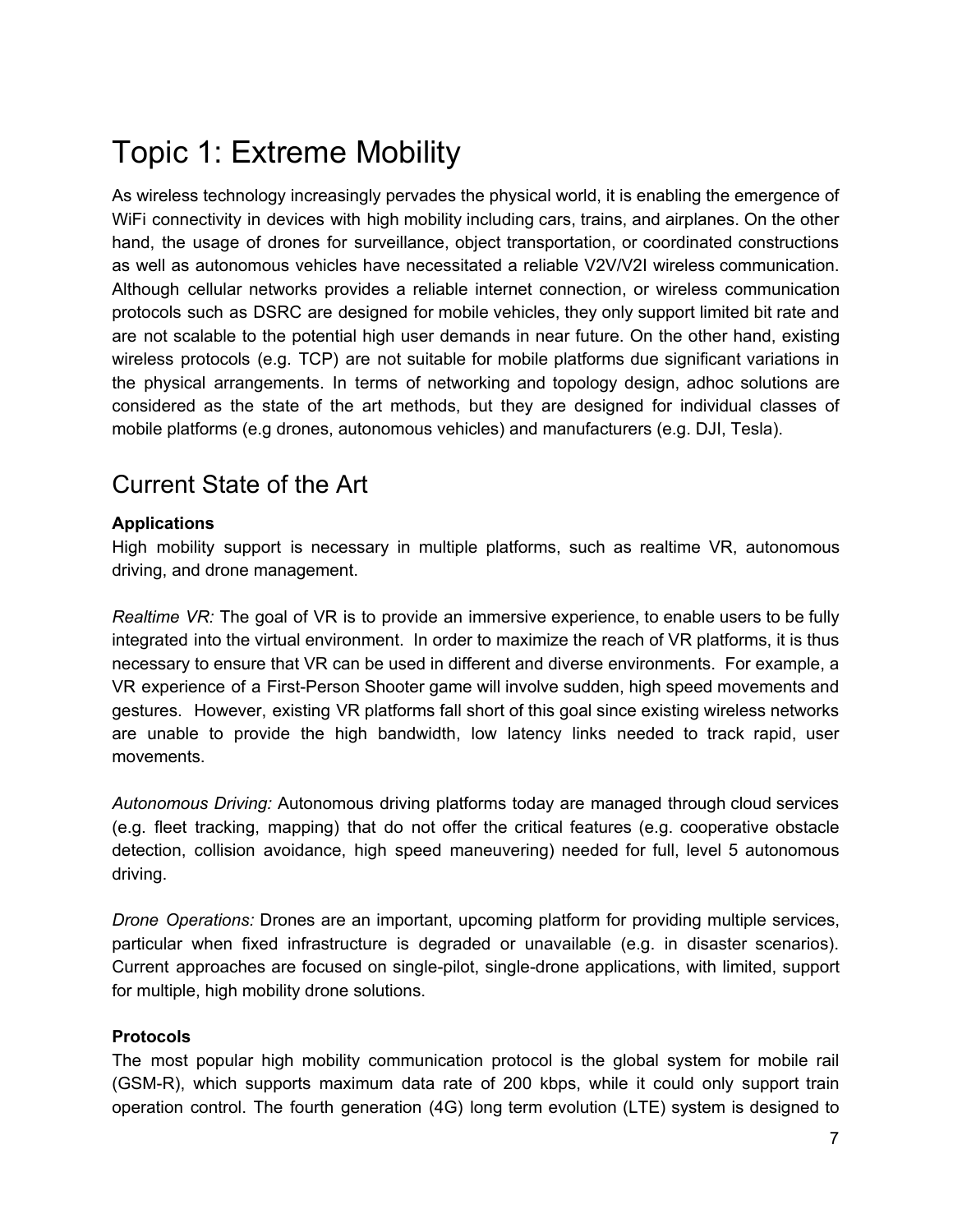# Topic 1: Extreme Mobility

As wireless technology increasingly pervades the physical world, it is enabling the emergence of WiFi connectivity in devices with high mobility including cars, trains, and airplanes. On the other hand, the usage of drones for surveillance, object transportation, or coordinated constructions as well as autonomous vehicles have necessitated a reliable V2V/V2I wireless communication. Although cellular networks provides a reliable internet connection, or wireless communication protocols such as DSRC are designed for mobile vehicles, they only support limited bit rate and are not scalable to the potential high user demands in near future. On the other hand, existing wireless protocols (e.g. TCP) are not suitable for mobile platforms due significant variations in the physical arrangements. In terms of networking and topology design, adhoc solutions are considered as the state of the art methods, but they are designed for individual classes of mobile platforms (e.g drones, autonomous vehicles) and manufacturers (e.g. DJI, Tesla).

## Current State of the Art

**Applications**

High mobility support is necessary in multiple platforms, such as realtime VR, autonomous driving, and drone management.

*Realtime VR:* The goal of VR is to provide an immersive experience, to enable users to be fully integrated into the virtual environment. In order to maximize the reach of VR platforms, it is thus necessary to ensure that VR can be used in different and diverse environments. For example, a VR experience of a First-Person Shooter game will involve sudden, high speed movements and gestures. However, existing VR platforms fall short of this goal since existing wireless networks are unable to provide the high bandwidth, low latency links needed to track rapid, user movements.

*Autonomous Driving:* Autonomous driving platforms today are managed through cloud services (e.g. fleet tracking, mapping) that do not offer the critical features (e.g. cooperative obstacle detection, collision avoidance, high speed maneuvering) needed for full, level 5 autonomous driving.

*Drone Operations:* Drones are an important, upcoming platform for providing multiple services, particular when fixed infrastructure is degraded or unavailable (e.g. in disaster scenarios). Current approaches are focused on single-pilot, single-drone applications, with limited, support for multiple, high mobility drone solutions.

**Protocols**

The most popular high mobility communication protocol is the global system for mobile rail (GSM-R), which supports maximum data rate of 200 kbps, while it could only support train operation control. The fourth generation (4G) long term evolution (LTE) system is designed to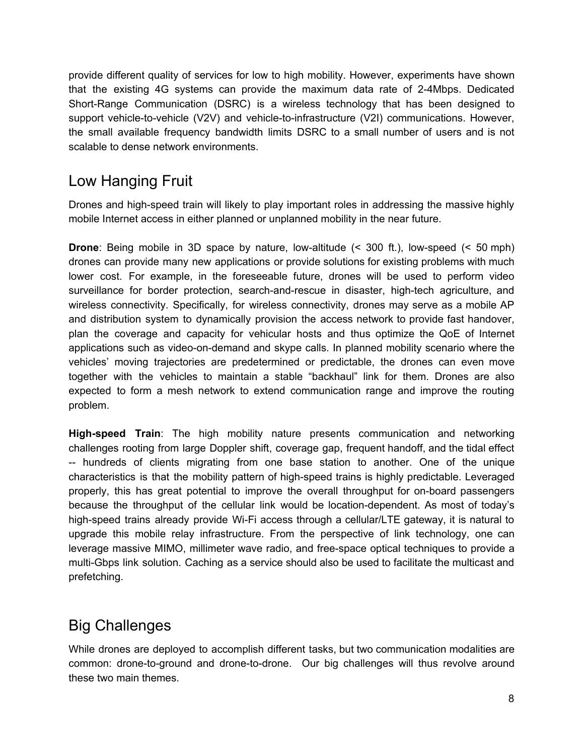provide different quality of services for low to high mobility. However, experiments have shown that the existing 4G systems can provide the maximum data rate of 2-4Mbps. Dedicated Short-Range Communication (DSRC) is a wireless technology that has been designed to support vehicle-to-vehicle (V2V) and vehicle-to-infrastructure (V2I) communications. However, the small available frequency bandwidth limits DSRC to a small number of users and is not scalable to dense network environments.

## Low Hanging Fruit

Drones and high-speed train will likely to play important roles in addressing the massive highly mobile Internet access in either planned or unplanned mobility in the near future.

**Drone**: Being mobile in 3D space by nature, low-altitude (< 300 ft.), low-speed (< 50 mph) drones can provide many new applications or provide solutions for existing problems with much lower cost. For example, in the foreseeable future, drones will be used to perform video surveillance for border protection, search-and-rescue in disaster, high-tech agriculture, and wireless connectivity. Specifically, for wireless connectivity, drones may serve as a mobile AP and distribution system to dynamically provision the access network to provide fast handover, plan the coverage and capacity for vehicular hosts and thus optimize the QoE of Internet applications such as video-on-demand and skype calls. In planned mobility scenario where the vehicles' moving trajectories are predetermined or predictable, the drones can even move together with the vehicles to maintain a stable "backhaul" link for them. Drones are also expected to form a mesh network to extend communication range and improve the routing problem.

**High-speed Train**: The high mobility nature presents communication and networking challenges rooting from large Doppler shift, coverage gap, frequent handoff, and the tidal effect -- hundreds of clients migrating from one base station to another. One of the unique characteristics is that the mobility pattern of high-speed trains is highly predictable. Leveraged properly, this has great potential to improve the overall throughput for on-board passengers because the throughput of the cellular link would be location-dependent. As most of today's high-speed trains already provide Wi-Fi access through a cellular/LTE gateway, it is natural to upgrade this mobile relay infrastructure. From the perspective of link technology, one can leverage massive MIMO, millimeter wave radio, and free-space optical techniques to provide a multi-Gbps link solution. Caching as a service should also be used to facilitate the multicast and prefetching.

## Big Challenges

While drones are deployed to accomplish different tasks, but two communication modalities are common: drone-to-ground and drone-to-drone. Our big challenges will thus revolve around these two main themes.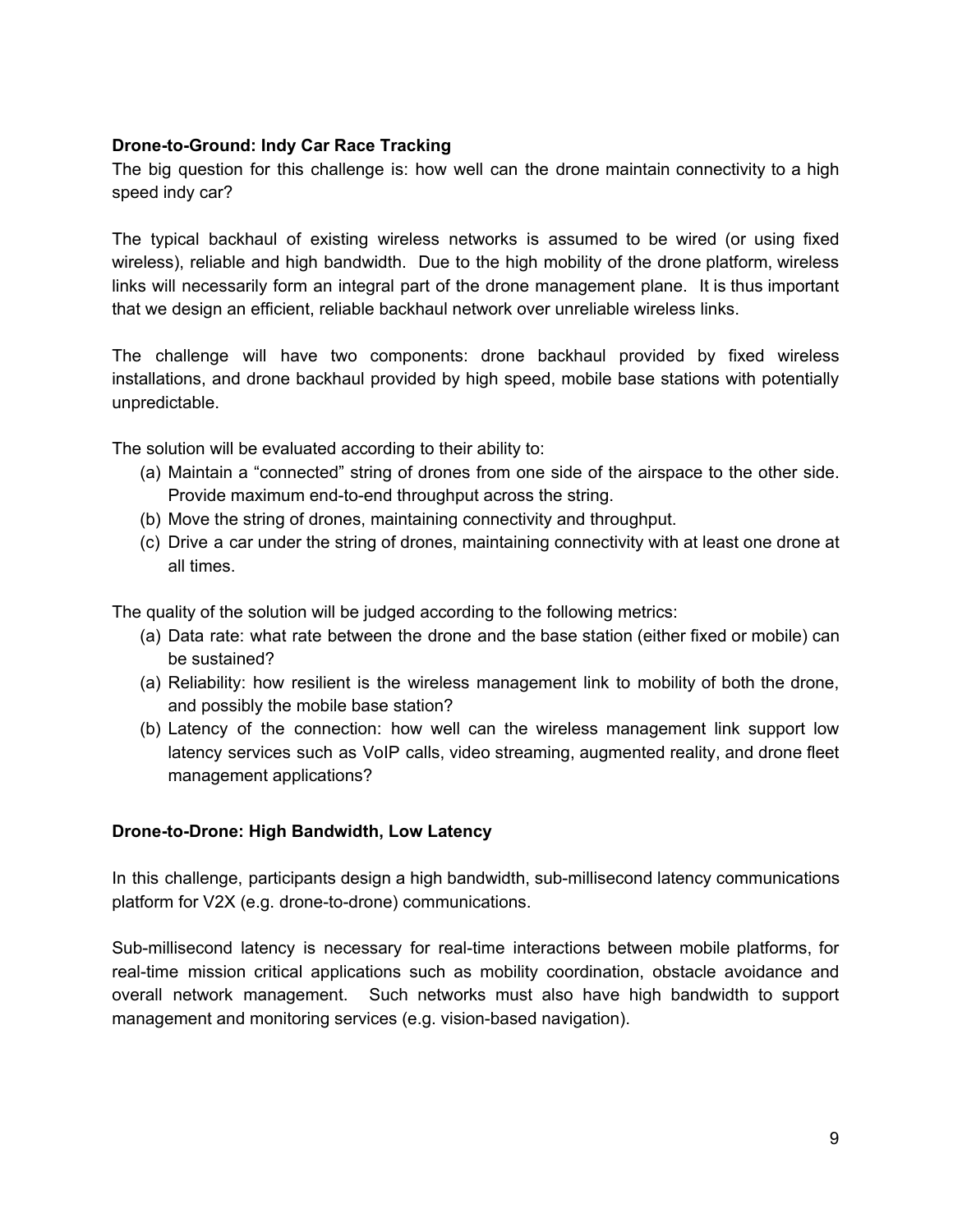**Drone-to-Ground: Indy Car Race Tracking**

The big question for this challenge is: how well can the drone maintain connectivity to a high speed indy car?

The typical backhaul of existing wireless networks is assumed to be wired (or using fixed wireless), reliable and high bandwidth. Due to the high mobility of the drone platform, wireless links will necessarily form an integral part of the drone management plane. It is thus important that we design an efficient, reliable backhaul network over unreliable wireless links.

The challenge will have two components: drone backhaul provided by fixed wireless installations, and drone backhaul provided by high speed, mobile base stations with potentially unpredictable.

The solution will be evaluated according to their ability to:

(a) Maintain a "connected" string of drones from one side of the airspace to the other side. Provide maximum end-to-end throughput across the string.
(b) Move the string of drones, maintaining connectivity and throughput.
(c) Drive a car under the string of drones, maintaining connectivity with at least one drone at all times.

The quality of the solution will be judged according to the following metrics:

(a) Data rate: what rate between the drone and the base station (either fixed or mobile) can be sustained?
(a) Reliability: how resilient is the wireless management link to mobility of both the drone, and possibly the mobile base station?
(b) Latency of the connection: how well can the wireless management link support low latency services such as VoIP calls, video streaming, augmented reality, and drone fleet management applications?

**Drone-to-Drone: High Bandwidth, Low Latency**

In this challenge, participants design a high bandwidth, sub-millisecond latency communications platform for V2X (e.g. drone-to-drone) communications.

Sub-millisecond latency is necessary for real-time interactions between mobile platforms, for real-time mission critical applications such as mobility coordination, obstacle avoidance and overall network management. Such networks must also have high bandwidth to support management and monitoring services (e.g. vision-based navigation).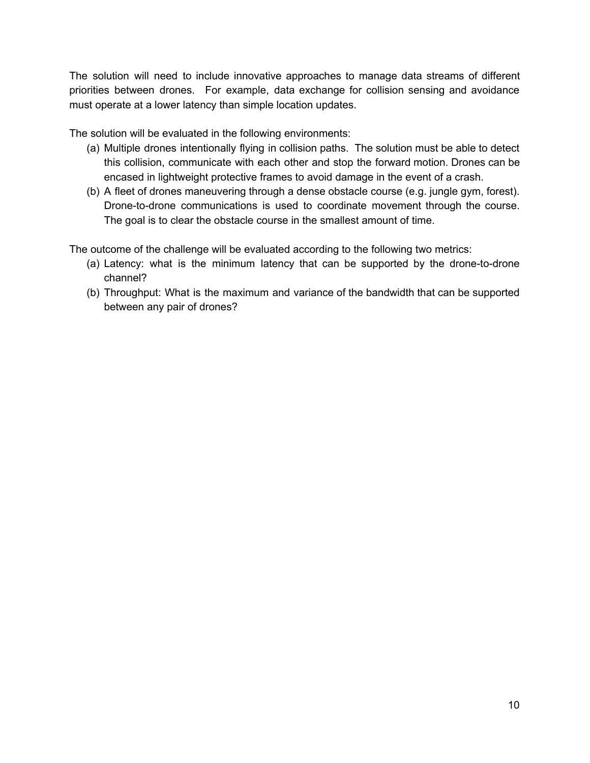The solution will need to include innovative approaches to manage data streams of different priorities between drones. For example, data exchange for collision sensing and avoidance must operate at a lower latency than simple location updates.

The solution will be evaluated in the following environments:

(a) Multiple drones intentionally flying in collision paths. The solution must be able to detect this collision, communicate with each other and stop the forward motion. Drones can be encased in lightweight protective frames to avoid damage in the event of a crash.

(b) A fleet of drones maneuvering through a dense obstacle course (e.g. jungle gym, forest). Drone-to-drone communications is used to coordinate movement through the course. The goal is to clear the obstacle course in the smallest amount of time.

The outcome of the challenge will be evaluated according to the following two metrics:

(a) Latency: what is the minimum latency that can be supported by the drone-to-drone channel?

(b) Throughput: What is the maximum and variance of the bandwidth that can be supported between any pair of drones?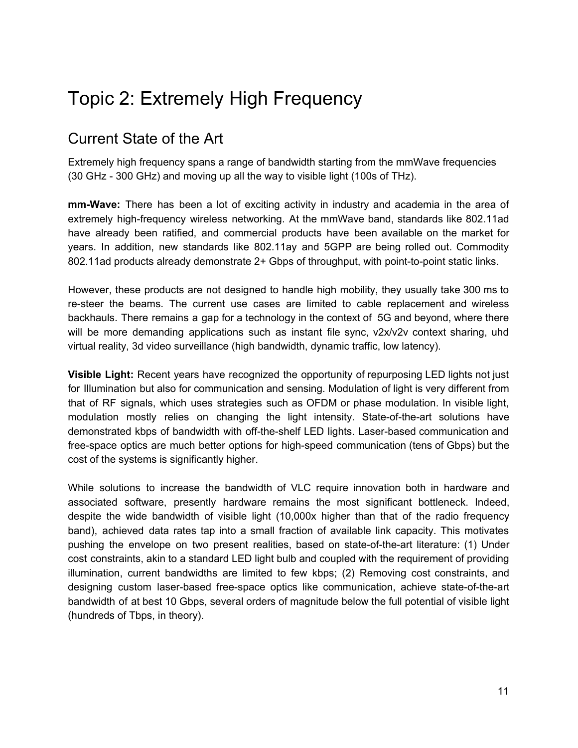# Topic 2: Extremely High Frequency

## Current State of the Art

Extremely high frequency spans a range of bandwidth starting from the mmWave frequencies (30 GHz - 300 GHz) and moving up all the way to visible light (100s of THz).

**mm-Wave:** There has been a lot of exciting activity in industry and academia in the area of extremely high-frequency wireless networking. At the mmWave band, standards like 802.11ad have already been ratified, and commercial products have been available on the market for years. In addition, new standards like 802.11ay and 5GPP are being rolled out. Commodity 802.11ad products already demonstrate 2+ Gbps of throughput, with point-to-point static links.

However, these products are not designed to handle high mobility, they usually take 300 ms to re-steer the beams. The current use cases are limited to cable replacement and wireless backhauls. There remains a gap for a technology in the context of 5G and beyond, where there will be more demanding applications such as instant file sync, v2x/v2v context sharing, uhd virtual reality, 3d video surveillance (high bandwidth, dynamic traffic, low latency).

**Visible Light:** Recent years have recognized the opportunity of repurposing LED lights not just for Illumination but also for communication and sensing. Modulation of light is very different from that of RF signals, which uses strategies such as OFDM or phase modulation. In visible light, modulation mostly relies on changing the light intensity. State-of-the-art solutions have demonstrated kbps of bandwidth with off-the-shelf LED lights. Laser-based communication and free-space optics are much better options for high-speed communication (tens of Gbps) but the cost of the systems is significantly higher.

While solutions to increase the bandwidth of VLC require innovation both in hardware and associated software, presently hardware remains the most significant bottleneck. Indeed, despite the wide bandwidth of visible light (10,000x higher than that of the radio frequency band), achieved data rates tap into a small fraction of available link capacity. This motivates pushing the envelope on two present realities, based on state-of-the-art literature: (1) Under cost constraints, akin to a standard LED light bulb and coupled with the requirement of providing illumination, current bandwidths are limited to few kbps; (2) Removing cost constraints, and designing custom laser-based free-space optics like communication, achieve state-of-the-art bandwidth of at best 10 Gbps, several orders of magnitude below the full potential of visible light (hundreds of Tbps, in theory).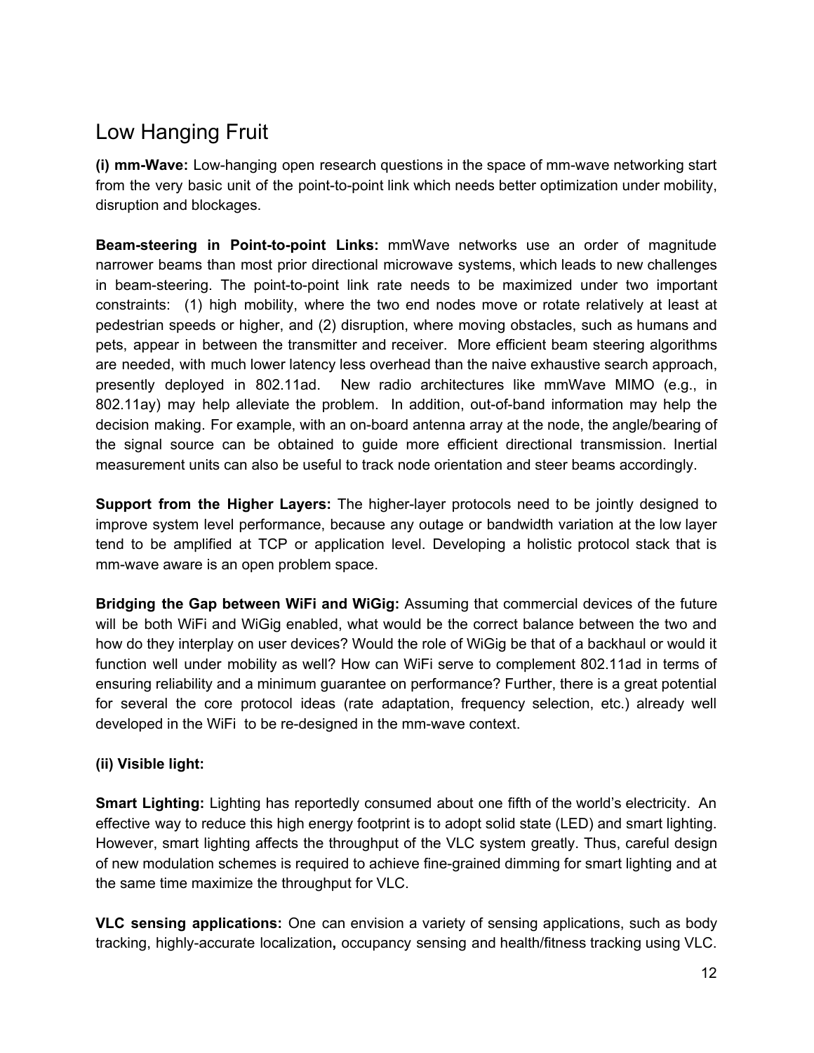## Low Hanging Fruit

**(i) mm-Wave:** Low-hanging open research questions in the space of mm-wave networking start from the very basic unit of the point-to-point link which needs better optimization under mobility, disruption and blockages.

**Beam-steering in Point-to-point Links:** mmWave networks use an order of magnitude narrower beams than most prior directional microwave systems, which leads to new challenges in beam-steering. The point-to-point link rate needs to be maximized under two important constraints: (1) high mobility, where the two end nodes move or rotate relatively at least at pedestrian speeds or higher, and (2) disruption, where moving obstacles, such as humans and pets, appear in between the transmitter and receiver. More efficient beam steering algorithms are needed, with much lower latency less overhead than the naive exhaustive search approach, presently deployed in 802.11ad. New radio architectures like mmWave MIMO (e.g., in 802.11ay) may help alleviate the problem. In addition, out-of-band information may help the decision making. For example, with an on-board antenna array at the node, the angle/bearing of the signal source can be obtained to guide more efficient directional transmission. Inertial measurement units can also be useful to track node orientation and steer beams accordingly.

**Support from the Higher Layers:** The higher-layer protocols need to be jointly designed to improve system level performance, because any outage or bandwidth variation at the low layer tend to be amplified at TCP or application level. Developing a holistic protocol stack that is mm-wave aware is an open problem space.

**Bridging the Gap between WiFi and WiGig:** Assuming that commercial devices of the future will be both WiFi and WiGig enabled, what would be the correct balance between the two and how do they interplay on user devices? Would the role of WiGig be that of a backhaul or would it function well under mobility as well? How can WiFi serve to complement 802.11ad in terms of ensuring reliability and a minimum guarantee on performance? Further, there is a great potential for several the core protocol ideas (rate adaptation, frequency selection, etc.) already well developed in the WiFi to be re-designed in the mm-wave context.

**(ii) Visible light:**

**Smart Lighting:** Lighting has reportedly consumed about one fifth of the world's electricity. An effective way to reduce this high energy footprint is to adopt solid state (LED) and smart lighting. However, smart lighting affects the throughput of the VLC system greatly. Thus, careful design of new modulation schemes is required to achieve fine-grained dimming for smart lighting and at the same time maximize the throughput for VLC.

**VLC sensing applications:** One can envision a variety of sensing applications, such as body tracking, highly-accurate localization**,** occupancy sensing and health/fitness tracking using VLC.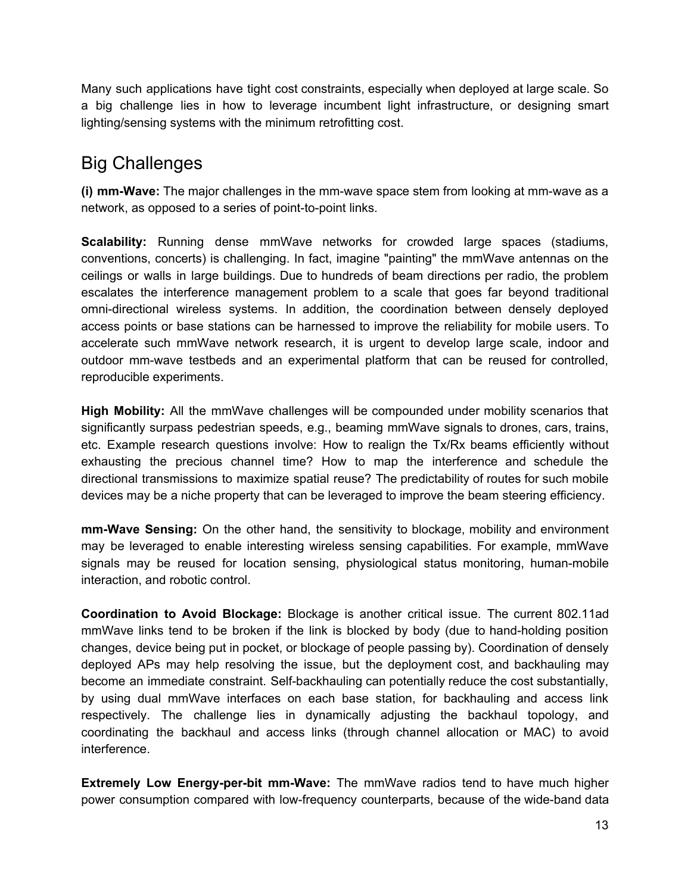Many such applications have tight cost constraints, especially when deployed at large scale. So a big challenge lies in how to leverage incumbent light infrastructure, or designing smart lighting/sensing systems with the minimum retrofitting cost.

## Big Challenges

**(i) mm-Wave:** The major challenges in the mm-wave space stem from looking at mm-wave as a network, as opposed to a series of point-to-point links.

**Scalability:** Running dense mmWave networks for crowded large spaces (stadiums, conventions, concerts) is challenging. In fact, imagine "painting" the mmWave antennas on the ceilings or walls in large buildings. Due to hundreds of beam directions per radio, the problem escalates the interference management problem to a scale that goes far beyond traditional omni-directional wireless systems. In addition, the coordination between densely deployed access points or base stations can be harnessed to improve the reliability for mobile users. To accelerate such mmWave network research, it is urgent to develop large scale, indoor and outdoor mm-wave testbeds and an experimental platform that can be reused for controlled, reproducible experiments.

**High Mobility:** All the mmWave challenges will be compounded under mobility scenarios that significantly surpass pedestrian speeds, e.g., beaming mmWave signals to drones, cars, trains, etc. Example research questions involve: How to realign the Tx/Rx beams efficiently without exhausting the precious channel time? How to map the interference and schedule the directional transmissions to maximize spatial reuse? The predictability of routes for such mobile devices may be a niche property that can be leveraged to improve the beam steering efficiency.

**mm-Wave Sensing:** On the other hand, the sensitivity to blockage, mobility and environment may be leveraged to enable interesting wireless sensing capabilities. For example, mmWave signals may be reused for location sensing, physiological status monitoring, human-mobile interaction, and robotic control.

**Coordination to Avoid Blockage:** Blockage is another critical issue. The current 802.11ad mmWave links tend to be broken if the link is blocked by body (due to hand-holding position changes, device being put in pocket, or blockage of people passing by). Coordination of densely deployed APs may help resolving the issue, but the deployment cost, and backhauling may become an immediate constraint. Self-backhauling can potentially reduce the cost substantially, by using dual mmWave interfaces on each base station, for backhauling and access link respectively. The challenge lies in dynamically adjusting the backhaul topology, and coordinating the backhaul and access links (through channel allocation or MAC) to avoid interference.

**Extremely Low Energy-per-bit mm-Wave:** The mmWave radios tend to have much higher power consumption compared with low-frequency counterparts, because of the wide-band data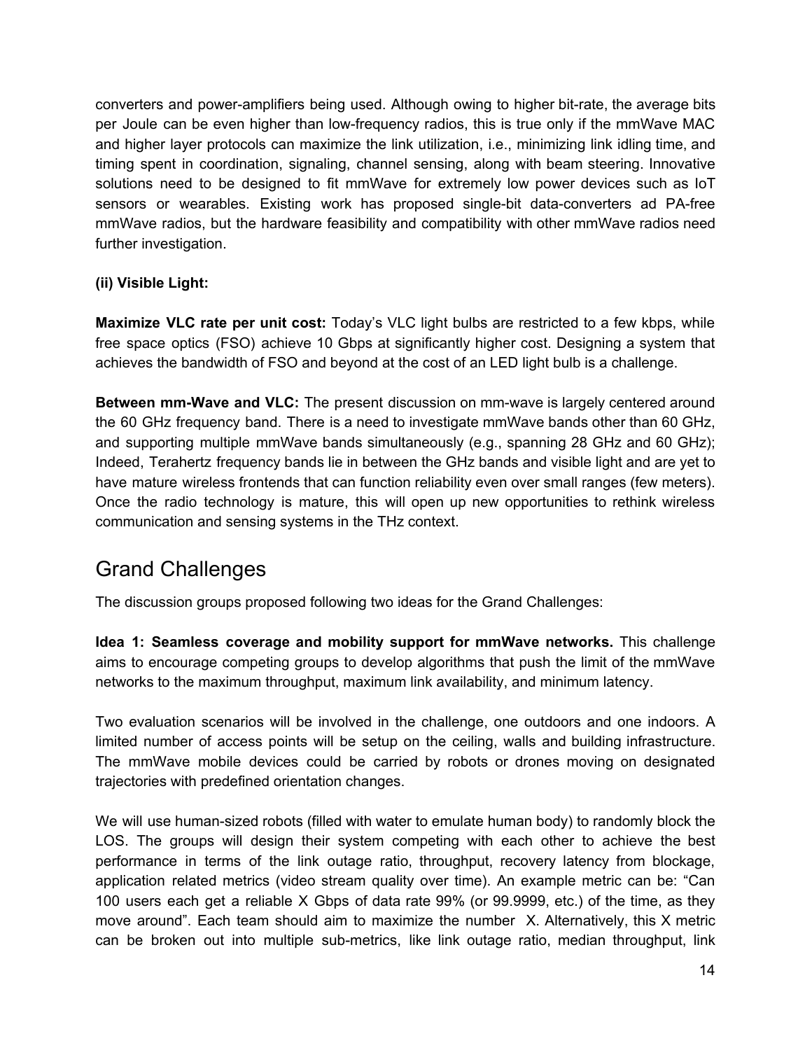converters and power-amplifiers being used. Although owing to higher bit-rate, the average bits per Joule can be even higher than low-frequency radios, this is true only if the mmWave MAC and higher layer protocols can maximize the link utilization, i.e., minimizing link idling time, and timing spent in coordination, signaling, channel sensing, along with beam steering. Innovative solutions need to be designed to fit mmWave for extremely low power devices such as IoT sensors or wearables. Existing work has proposed single-bit data-converters ad PA-free mmWave radios, but the hardware feasibility and compatibility with other mmWave radios need further investigation.

**(ii) Visible Light:**

**Maximize VLC rate per unit cost:** Today's VLC light bulbs are restricted to a few kbps, while free space optics (FSO) achieve 10 Gbps at significantly higher cost. Designing a system that achieves the bandwidth of FSO and beyond at the cost of an LED light bulb is a challenge.

**Between mm-Wave and VLC:** The present discussion on mm-wave is largely centered around the 60 GHz frequency band. There is a need to investigate mmWave bands other than 60 GHz, and supporting multiple mmWave bands simultaneously (e.g., spanning 28 GHz and 60 GHz); Indeed, Terahertz frequency bands lie in between the GHz bands and visible light and are yet to have mature wireless frontends that can function reliability even over small ranges (few meters). Once the radio technology is mature, this will open up new opportunities to rethink wireless communication and sensing systems in the THz context.

## Grand Challenges

The discussion groups proposed following two ideas for the Grand Challenges:

**Idea 1: Seamless coverage and mobility support for mmWave networks.** This challenge aims to encourage competing groups to develop algorithms that push the limit of the mmWave networks to the maximum throughput, maximum link availability, and minimum latency.

Two evaluation scenarios will be involved in the challenge, one outdoors and one indoors. A limited number of access points will be setup on the ceiling, walls and building infrastructure. The mmWave mobile devices could be carried by robots or drones moving on designated trajectories with predefined orientation changes.

We will use human-sized robots (filled with water to emulate human body) to randomly block the LOS. The groups will design their system competing with each other to achieve the best performance in terms of the link outage ratio, throughput, recovery latency from blockage, application related metrics (video stream quality over time). An example metric can be: "Can 100 users each get a reliable X Gbps of data rate 99% (or 99.9999, etc.) of the time, as they move around". Each team should aim to maximize the number X. Alternatively, this X metric can be broken out into multiple sub-metrics, like link outage ratio, median throughput, link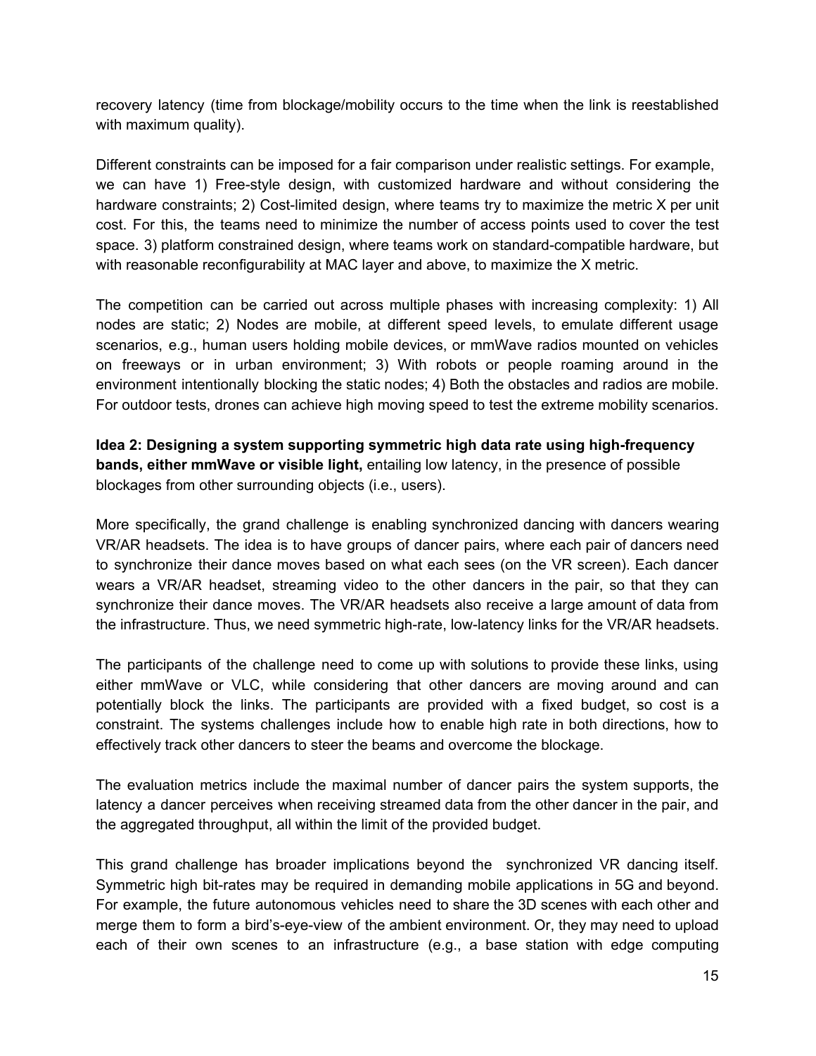recovery latency (time from blockage/mobility occurs to the time when the link is reestablished with maximum quality).

Different constraints can be imposed for a fair comparison under realistic settings. For example, we can have 1) Free-style design, with customized hardware and without considering the hardware constraints; 2) Cost-limited design, where teams try to maximize the metric X per unit cost. For this, the teams need to minimize the number of access points used to cover the test space. 3) platform constrained design, where teams work on standard-compatible hardware, but with reasonable reconfigurability at MAC layer and above, to maximize the X metric.

The competition can be carried out across multiple phases with increasing complexity: 1) All nodes are static; 2) Nodes are mobile, at different speed levels, to emulate different usage scenarios, e.g., human users holding mobile devices, or mmWave radios mounted on vehicles on freeways or in urban environment; 3) With robots or people roaming around in the environment intentionally blocking the static nodes; 4) Both the obstacles and radios are mobile. For outdoor tests, drones can achieve high moving speed to test the extreme mobility scenarios.

**Idea 2: Designing a system supporting symmetric high data rate using high-frequency bands, either mmWave or visible light,** entailing low latency, in the presence of possible blockages from other surrounding objects (i.e., users).

More specifically, the grand challenge is enabling synchronized dancing with dancers wearing VR/AR headsets. The idea is to have groups of dancer pairs, where each pair of dancers need to synchronize their dance moves based on what each sees (on the VR screen). Each dancer wears a VR/AR headset, streaming video to the other dancers in the pair, so that they can synchronize their dance moves. The VR/AR headsets also receive a large amount of data from the infrastructure. Thus, we need symmetric high-rate, low-latency links for the VR/AR headsets.

The participants of the challenge need to come up with solutions to provide these links, using either mmWave or VLC, while considering that other dancers are moving around and can potentially block the links. The participants are provided with a fixed budget, so cost is a constraint. The systems challenges include how to enable high rate in both directions, how to effectively track other dancers to steer the beams and overcome the blockage.

The evaluation metrics include the maximal number of dancer pairs the system supports, the latency a dancer perceives when receiving streamed data from the other dancer in the pair, and the aggregated throughput, all within the limit of the provided budget.

This grand challenge has broader implications beyond the synchronized VR dancing itself. Symmetric high bit-rates may be required in demanding mobile applications in 5G and beyond. For example, the future autonomous vehicles need to share the 3D scenes with each other and merge them to form a bird's-eye-view of the ambient environment. Or, they may need to upload each of their own scenes to an infrastructure (e.g., a base station with edge computing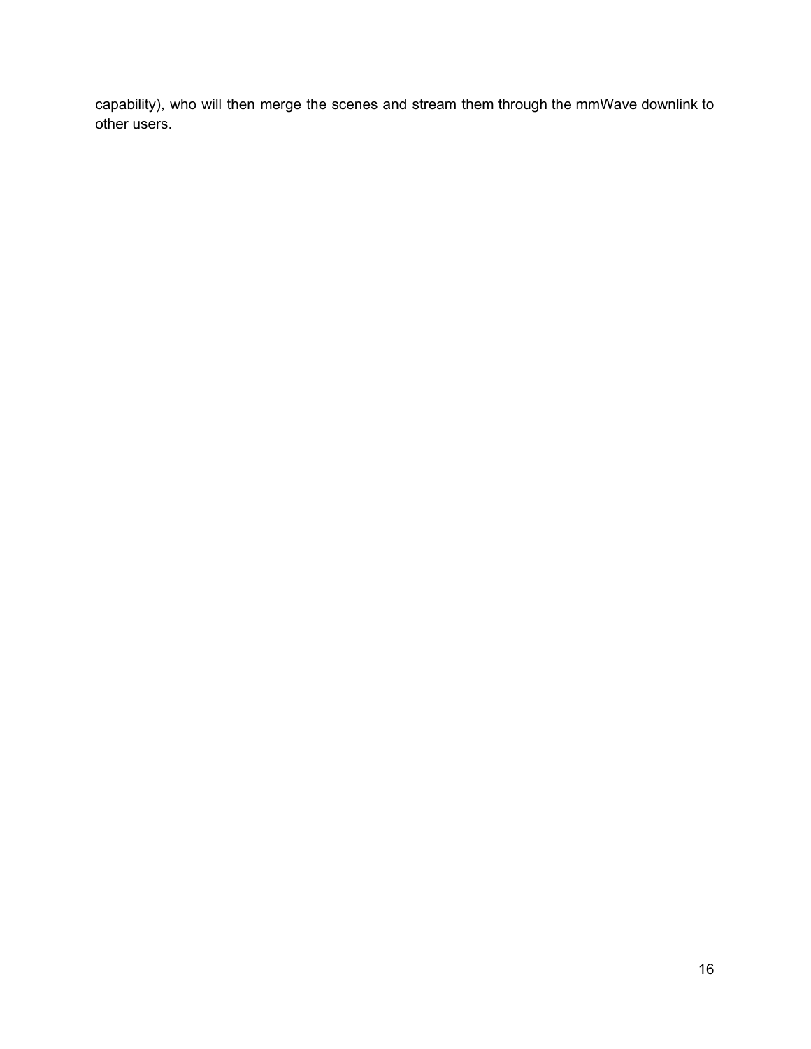capability), who will then merge the scenes and stream them through the mmWave downlink to other users.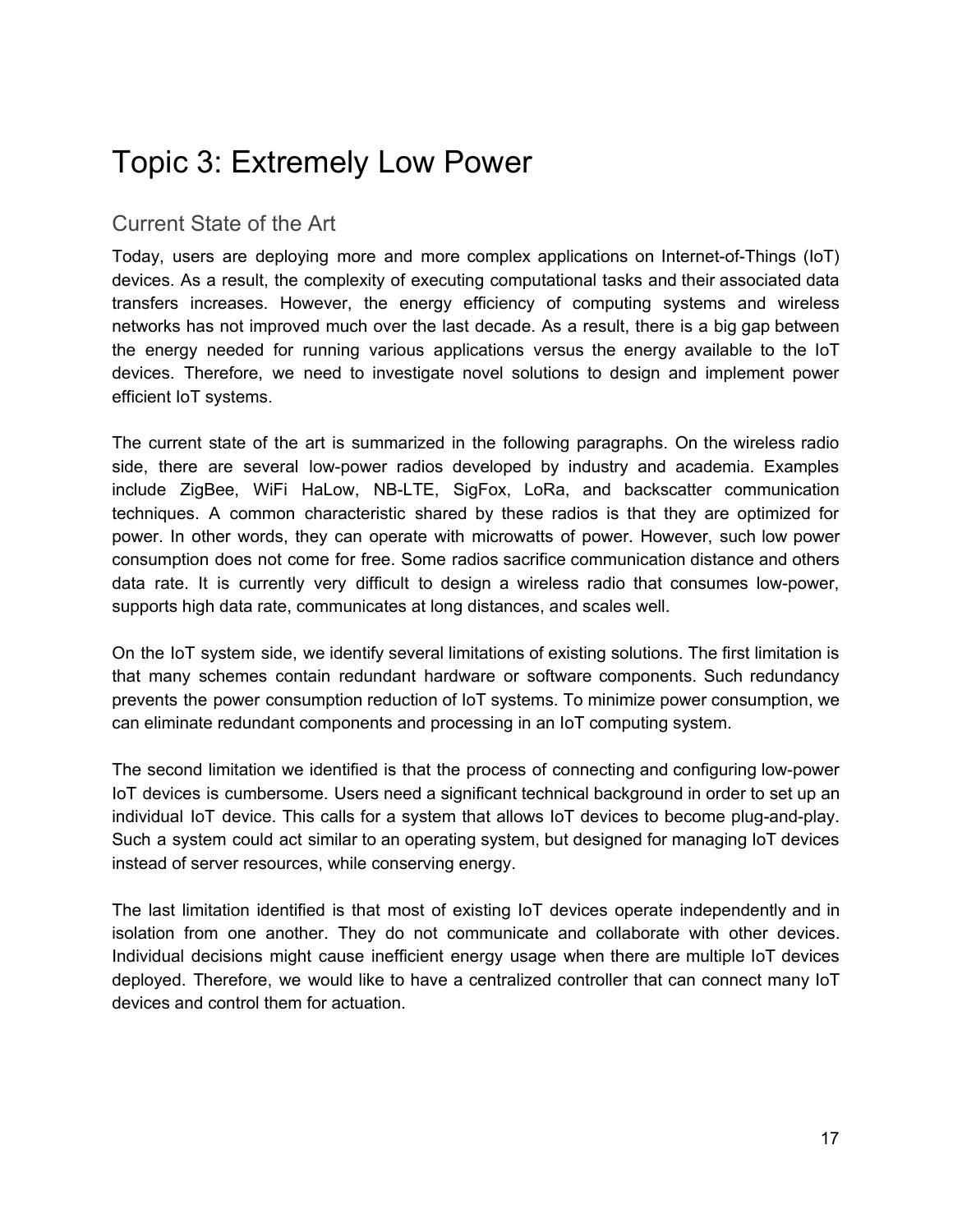# Topic 3: Extremely Low Power

## Current State of the Art

Today, users are deploying more and more complex applications on Internet-of-Things (IoT) devices. As a result, the complexity of executing computational tasks and their associated data transfers increases. However, the energy efficiency of computing systems and wireless networks has not improved much over the last decade. As a result, there is a big gap between the energy needed for running various applications versus the energy available to the IoT devices. Therefore, we need to investigate novel solutions to design and implement power efficient IoT systems.

The current state of the art is summarized in the following paragraphs. On the wireless radio side, there are several low-power radios developed by industry and academia. Examples include ZigBee, WiFi HaLow, NB-LTE, SigFox, LoRa, and backscatter communication techniques. A common characteristic shared by these radios is that they are optimized for power. In other words, they can operate with microwatts of power. However, such low power consumption does not come for free. Some radios sacrifice communication distance and others data rate. It is currently very difficult to design a wireless radio that consumes low-power, supports high data rate, communicates at long distances, and scales well.

On the IoT system side, we identify several limitations of existing solutions. The first limitation is that many schemes contain redundant hardware or software components. Such redundancy prevents the power consumption reduction of IoT systems. To minimize power consumption, we can eliminate redundant components and processing in an IoT computing system.

The second limitation we identified is that the process of connecting and configuring low-power IoT devices is cumbersome. Users need a significant technical background in order to set up an individual IoT device. This calls for a system that allows IoT devices to become plug-and-play. Such a system could act similar to an operating system, but designed for managing IoT devices instead of server resources, while conserving energy.

The last limitation identified is that most of existing IoT devices operate independently and in isolation from one another. They do not communicate and collaborate with other devices. Individual decisions might cause inefficient energy usage when there are multiple IoT devices deployed. Therefore, we would like to have a centralized controller that can connect many IoT devices and control them for actuation.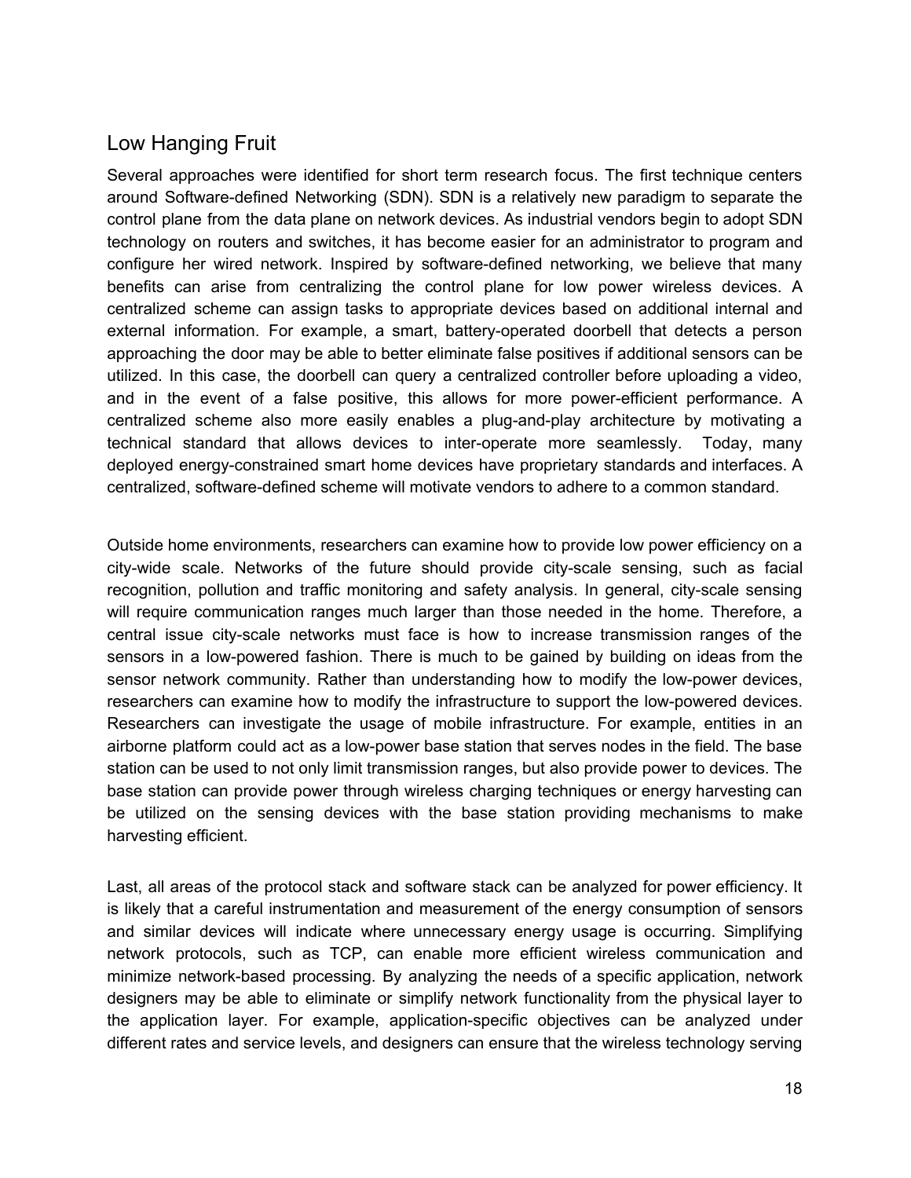## Low Hanging Fruit

Several approaches were identified for short term research focus. The first technique centers around Software-defined Networking (SDN). SDN is a relatively new paradigm to separate the control plane from the data plane on network devices. As industrial vendors begin to adopt SDN technology on routers and switches, it has become easier for an administrator to program and configure her wired network. Inspired by software-defined networking, we believe that many benefits can arise from centralizing the control plane for low power wireless devices. A centralized scheme can assign tasks to appropriate devices based on additional internal and external information. For example, a smart, battery-operated doorbell that detects a person approaching the door may be able to better eliminate false positives if additional sensors can be utilized. In this case, the doorbell can query a centralized controller before uploading a video, and in the event of a false positive, this allows for more power-efficient performance. A centralized scheme also more easily enables a plug-and-play architecture by motivating a technical standard that allows devices to inter-operate more seamlessly. Today, many deployed energy-constrained smart home devices have proprietary standards and interfaces. A centralized, software-defined scheme will motivate vendors to adhere to a common standard.

Outside home environments, researchers can examine how to provide low power efficiency on a city-wide scale. Networks of the future should provide city-scale sensing, such as facial recognition, pollution and traffic monitoring and safety analysis. In general, city-scale sensing will require communication ranges much larger than those needed in the home. Therefore, a central issue city-scale networks must face is how to increase transmission ranges of the sensors in a low-powered fashion. There is much to be gained by building on ideas from the sensor network community. Rather than understanding how to modify the low-power devices, researchers can examine how to modify the infrastructure to support the low-powered devices. Researchers can investigate the usage of mobile infrastructure. For example, entities in an airborne platform could act as a low-power base station that serves nodes in the field. The base station can be used to not only limit transmission ranges, but also provide power to devices. The base station can provide power through wireless charging techniques or energy harvesting can be utilized on the sensing devices with the base station providing mechanisms to make harvesting efficient.

Last, all areas of the protocol stack and software stack can be analyzed for power efficiency. It is likely that a careful instrumentation and measurement of the energy consumption of sensors and similar devices will indicate where unnecessary energy usage is occurring. Simplifying network protocols, such as TCP, can enable more efficient wireless communication and minimize network-based processing. By analyzing the needs of a specific application, network designers may be able to eliminate or simplify network functionality from the physical layer to the application layer. For example, application-specific objectives can be analyzed under different rates and service levels, and designers can ensure that the wireless technology serving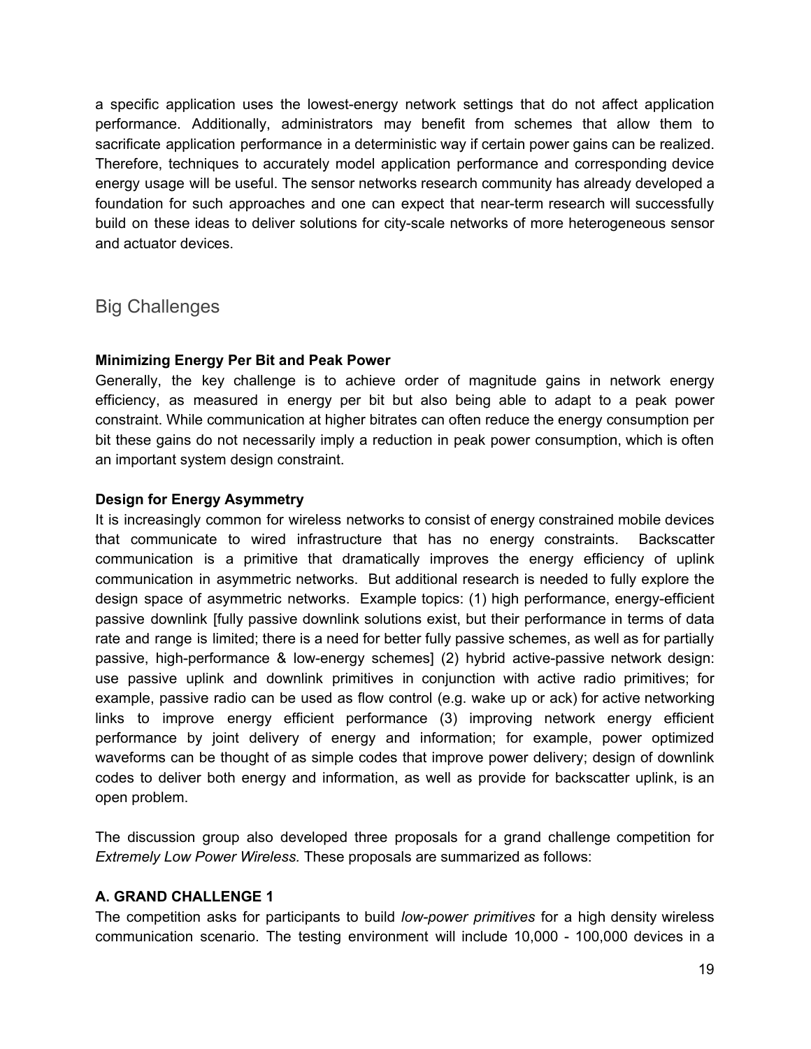a specific application uses the lowest-energy network settings that do not affect application performance. Additionally, administrators may benefit from schemes that allow them to sacrifice application performance in a deterministic way if certain power gains can be realized. Therefore, techniques to accurately model application performance and corresponding device energy usage will be useful. The sensor networks research community has already developed a foundation for such approaches and one can expect that near-term research will successfully build on these ideas to deliver solutions for city-scale networks of more heterogeneous sensor and actuator devices.

## Big Challenges

**Minimizing Energy Per Bit and Peak Power**
Generally, the key challenge is to achieve order of magnitude gains in network energy efficiency, as measured in energy per bit but also being able to adapt to a peak power constraint. While communication at higher bitrates can often reduce the energy consumption per bit these gains do not necessarily imply a reduction in peak power consumption, which is often an important system design constraint.

**Design for Energy Asymmetry**
It is increasingly common for wireless networks to consist of energy constrained mobile devices that communicate to wired infrastructure that has no energy constraints. Backscatter communication is a primitive that dramatically improves the energy efficiency of uplink communication in asymmetric networks. But additional research is needed to fully explore the design space of asymmetric networks. Example topics: (1) high performance, energy-efficient passive downlink [fully passive downlink solutions exist, but their performance in terms of data rate and range is limited; there is a need for better fully passive schemes, as well as for partially passive, high-performance & low-energy schemes] (2) hybrid active-passive network design: use passive uplink and downlink primitives in conjunction with active radio primitives; for example, passive radio can be used as flow control (e.g. wake up or ack) for active networking links to improve energy efficient performance (3) improving network energy efficient performance by joint delivery of energy and information; for example, power optimized waveforms can be thought of as simple codes that improve power delivery; design of downlink codes to deliver both energy and information, as well as provide for backscatter uplink, is an open problem.

The discussion group also developed three proposals for a grand challenge competition for *Extremely Low Power Wireless.* These proposals are summarized as follows:

**A. GRAND CHALLENGE 1**
The competition asks for participants to build *low-power primitives* for a high density wireless communication scenario. The testing environment will include 10,000 - 100,000 devices in a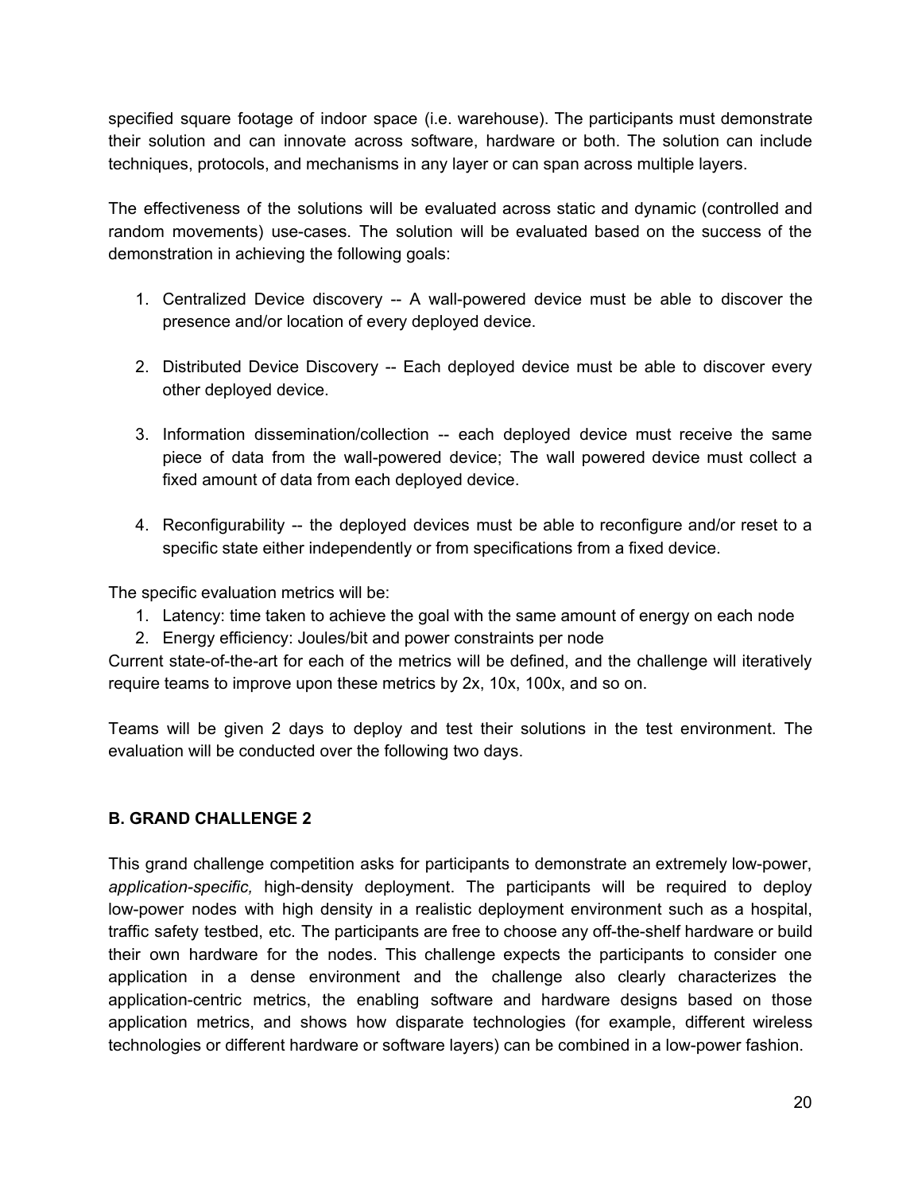specified square footage of indoor space (i.e. warehouse). The participants must demonstrate their solution and can innovate across software, hardware or both. The solution can include techniques, protocols, and mechanisms in any layer or can span across multiple layers.

The effectiveness of the solutions will be evaluated across static and dynamic (controlled and random movements) use-cases. The solution will be evaluated based on the success of the demonstration in achieving the following goals:

1. Centralized Device discovery -- A wall-powered device must be able to discover the presence and/or location of every deployed device.

2. Distributed Device Discovery -- Each deployed device must be able to discover every other deployed device.

3. Information dissemination/collection -- each deployed device must receive the same piece of data from the wall-powered device; The wall powered device must collect a fixed amount of data from each deployed device.

4. Reconfigurability -- the deployed devices must be able to reconfigure and/or reset to a specific state either independently or from specifications from a fixed device.

The specific evaluation metrics will be:

1. Latency: time taken to achieve the goal with the same amount of energy on each node
2. Energy efficiency: Joules/bit and power constraints per node

Current state-of-the-art for each of the metrics will be defined, and the challenge will iteratively require teams to improve upon these metrics by 2x, 10x, 100x, and so on.

Teams will be given 2 days to deploy and test their solutions in the test environment. The evaluation will be conducted over the following two days.

### B. GRAND CHALLENGE 2

This grand challenge competition asks for participants to demonstrate an extremely low-power, *application-specific,* high-density deployment. The participants will be required to deploy low-power nodes with high density in a realistic deployment environment such as a hospital, traffic safety testbed, etc. The participants are free to choose any off-the-shelf hardware or build their own hardware for the nodes. This challenge expects the participants to consider one application in a dense environment and the challenge also clearly characterizes the application-centric metrics, the enabling software and hardware designs based on those application metrics, and shows how disparate technologies (for example, different wireless technologies or different hardware or software layers) can be combined in a low-power fashion.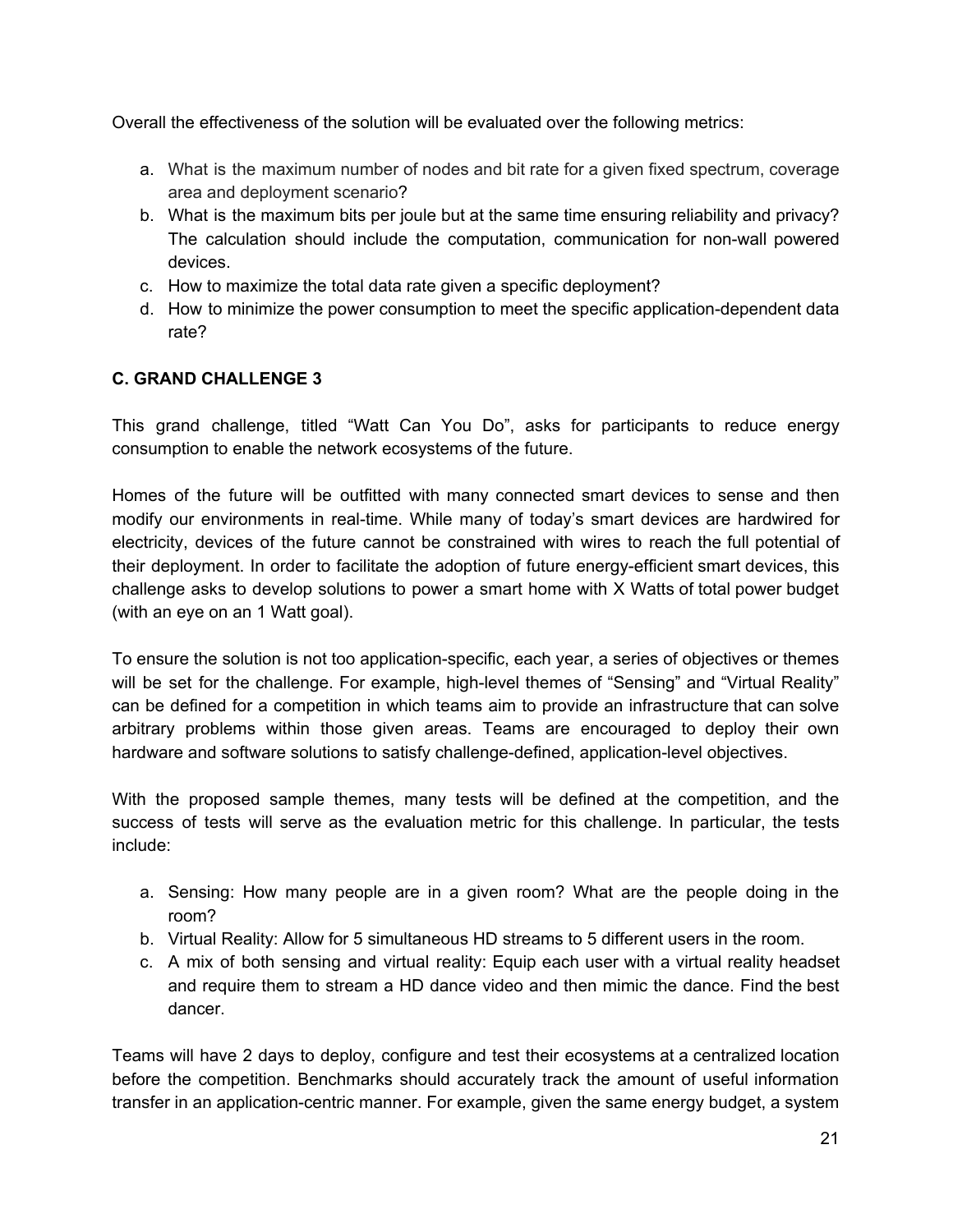Overall the effectiveness of the solution will be evaluated over the following metrics:

a. What is the maximum number of nodes and bit rate for a given fixed spectrum, coverage area and deployment scenario?
b. What is the maximum bits per joule but at the same time ensuring reliability and privacy? The calculation should include the computation, communication for non-wall powered devices.
c. How to maximize the total data rate given a specific deployment?
d. How to minimize the power consumption to meet the specific application-dependent data rate?

### C. GRAND CHALLENGE 3

This grand challenge, titled "Watt Can You Do", asks for participants to reduce energy consumption to enable the network ecosystems of the future.

Homes of the future will be outfitted with many connected smart devices to sense and then modify our environments in real-time. While many of today's smart devices are hardwired for electricity, devices of the future cannot be constrained with wires to reach the full potential of their deployment. In order to facilitate the adoption of future energy-efficient smart devices, this challenge asks to develop solutions to power a smart home with X Watts of total power budget (with an eye on an 1 Watt goal).

To ensure the solution is not too application-specific, each year, a series of objectives or themes will be set for the challenge. For example, high-level themes of "Sensing" and "Virtual Reality" can be defined for a competition in which teams aim to provide an infrastructure that can solve arbitrary problems within those given areas. Teams are encouraged to deploy their own hardware and software solutions to satisfy challenge-defined, application-level objectives.

With the proposed sample themes, many tests will be defined at the competition, and the success of tests will serve as the evaluation metric for this challenge. In particular, the tests include:

a. Sensing: How many people are in a given room? What are the people doing in the room?
b. Virtual Reality: Allow for 5 simultaneous HD streams to 5 different users in the room.
c. A mix of both sensing and virtual reality: Equip each user with a virtual reality headset and require them to stream a HD dance video and then mimic the dance. Find the best dancer.

Teams will have 2 days to deploy, configure and test their ecosystems at a centralized location before the competition. Benchmarks should accurately track the amount of useful information transfer in an application-centric manner. For example, given the same energy budget, a system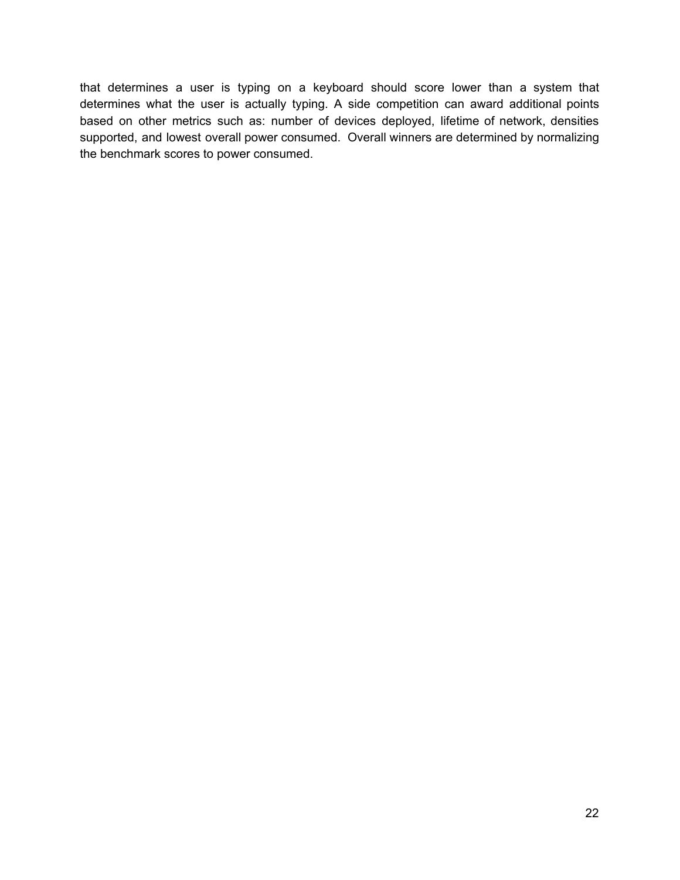that determines a user is typing on a keyboard should score lower than a system that determines what the user is actually typing. A side competition can award additional points based on other metrics such as: number of devices deployed, lifetime of network, densities supported, and lowest overall power consumed. Overall winners are determined by normalizing the benchmark scores to power consumed.